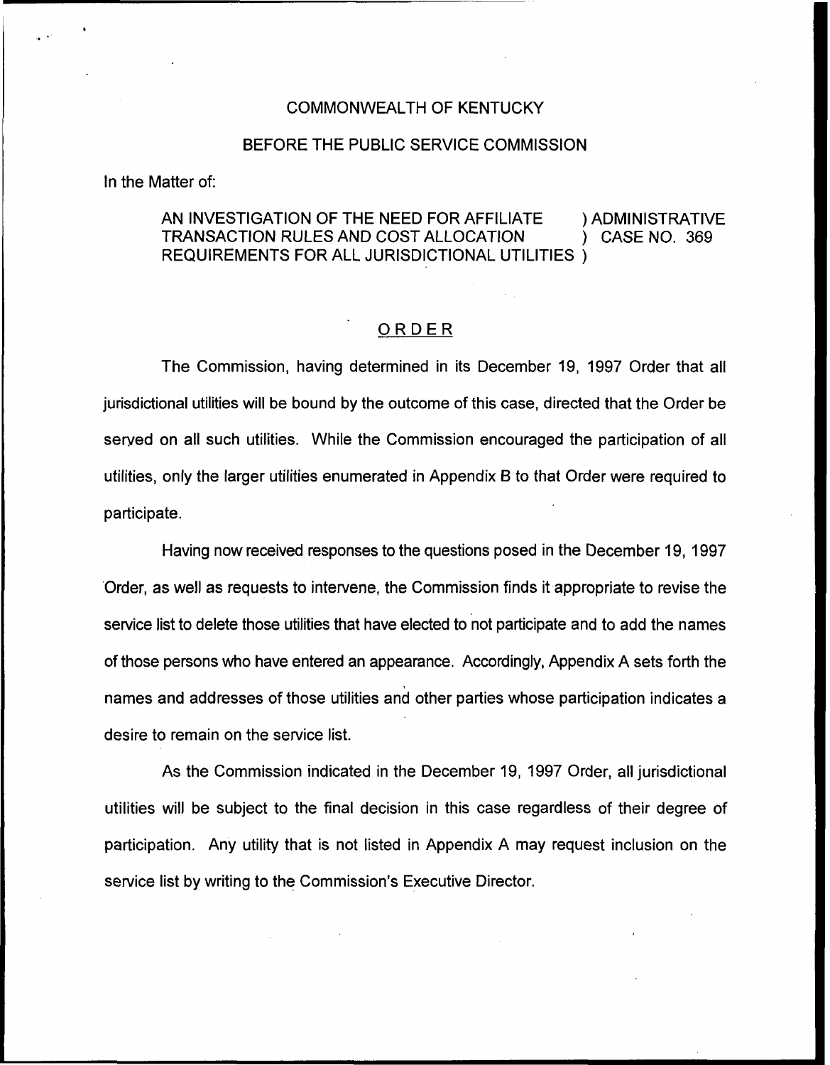COMMONWEALTH OF KENTUCKY

BEFORE THE PUBLIC SERVICE COMMISSION

In the Matter of:

AN INVESTIGATION OF THE NEED FOR AFFILIATE TRANSACTION RULES AND COST ALLOCATION REQUIREMENTS FOR ALL JURISDICTIONAL UTILITIES ) ADMINISTRATIVE CASE NO. 369

# ORDER

The Commission, having determined in its December 19, 1997 Order that all jurisdictional utilities will be bound by the outcome of this case, directed that the Order be served on all such utilities. While the Commission encouraged the participation of all utilities, only the larger utilities enumerated in Appendix B to that Order were required to participate.

Having now received responses to the questions posed in the December 19, 1997 Order, as well as requests to intervene, the Commission finds it appropriate to revise the service list to delete those utilities that have elected to not participate and to add the names of those persons who have entered an appearance. Accordingly, Appendix A sets forth the names and addresses of those utilities and other parties whose participation indicates a desire to remain on the service list.

As the Commission indicated in the December 19, 1997 Order, all jurisdictional utilities will be subject to the final decision in this case regardless of their degree of participation. Any utility that is not listed in Appendix A may request inclusion on the service list by writing to the Commission's Executive Director.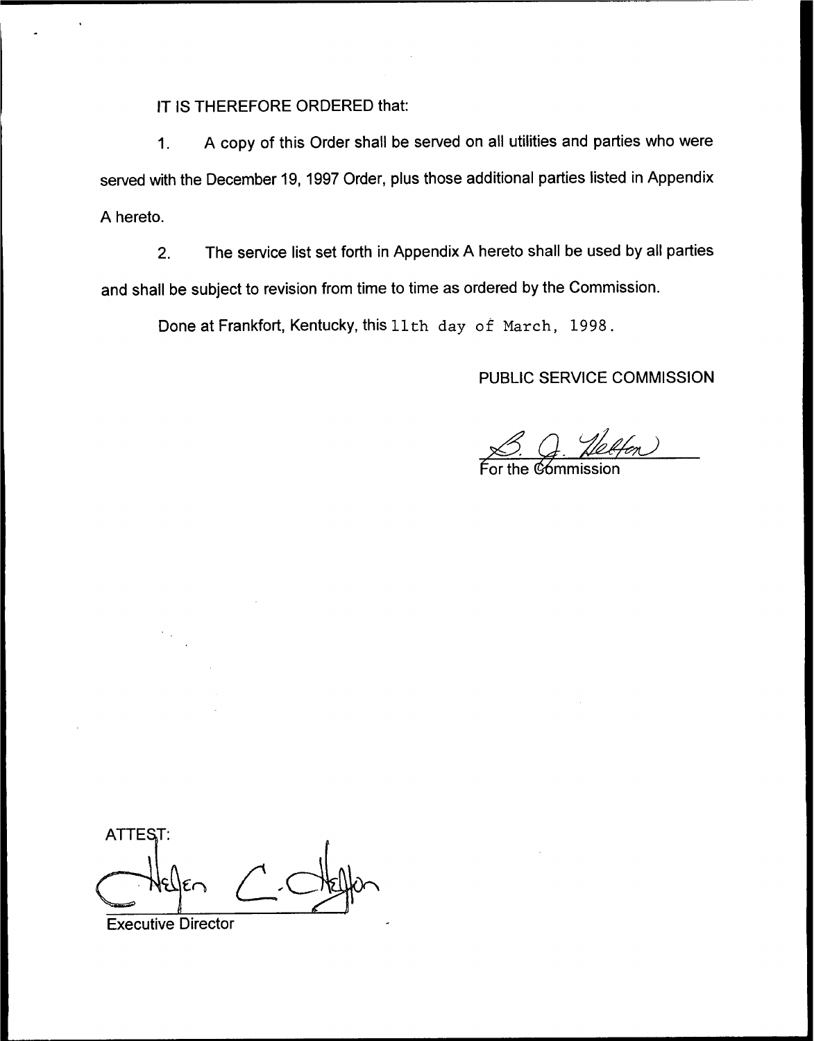IT IS THEREFORE ORDERED that:

1. A copy of this Order shall be served on all utilities and parties who were served with the December 19, 1997 Order, plus those additional parties listed in Appendix A hereto.

2. The service list set forth in Appendix A hereto shall be used by all parties and shall be subject to revision from time to time as ordered by the Commission.

Done at Frankfort, Kentucky, this 11th day of March, 1998.

PUBLIC SERVICE COMMISSION

For the Commission

ATTEST:

Executive Director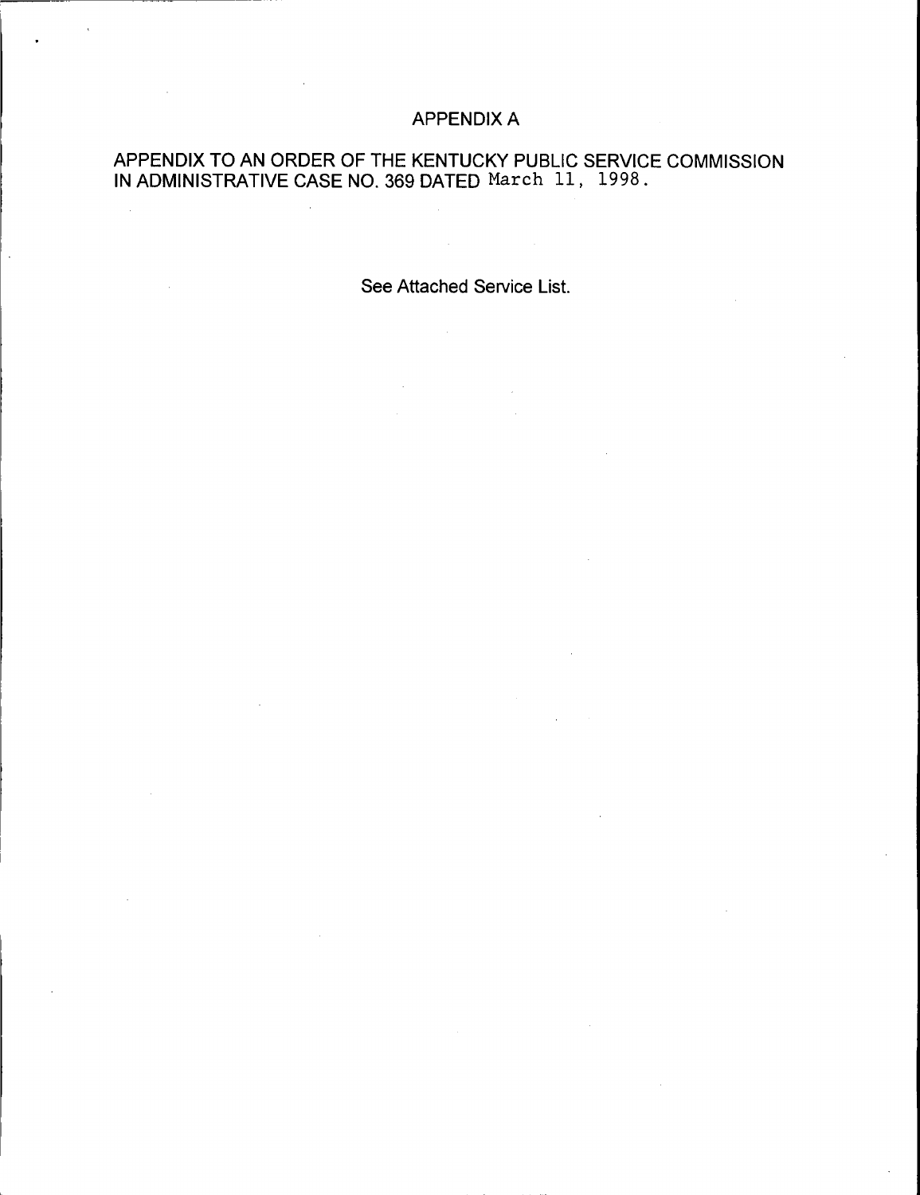# APPENDIX A

APPENDIX TO AN ORDER OF THE KENTUCKY PUBLIC SERVICE COMMISSION IN ADMINISTRATIVE CASE NO. 369 DATED March 11, 1998.

See Attached Service List.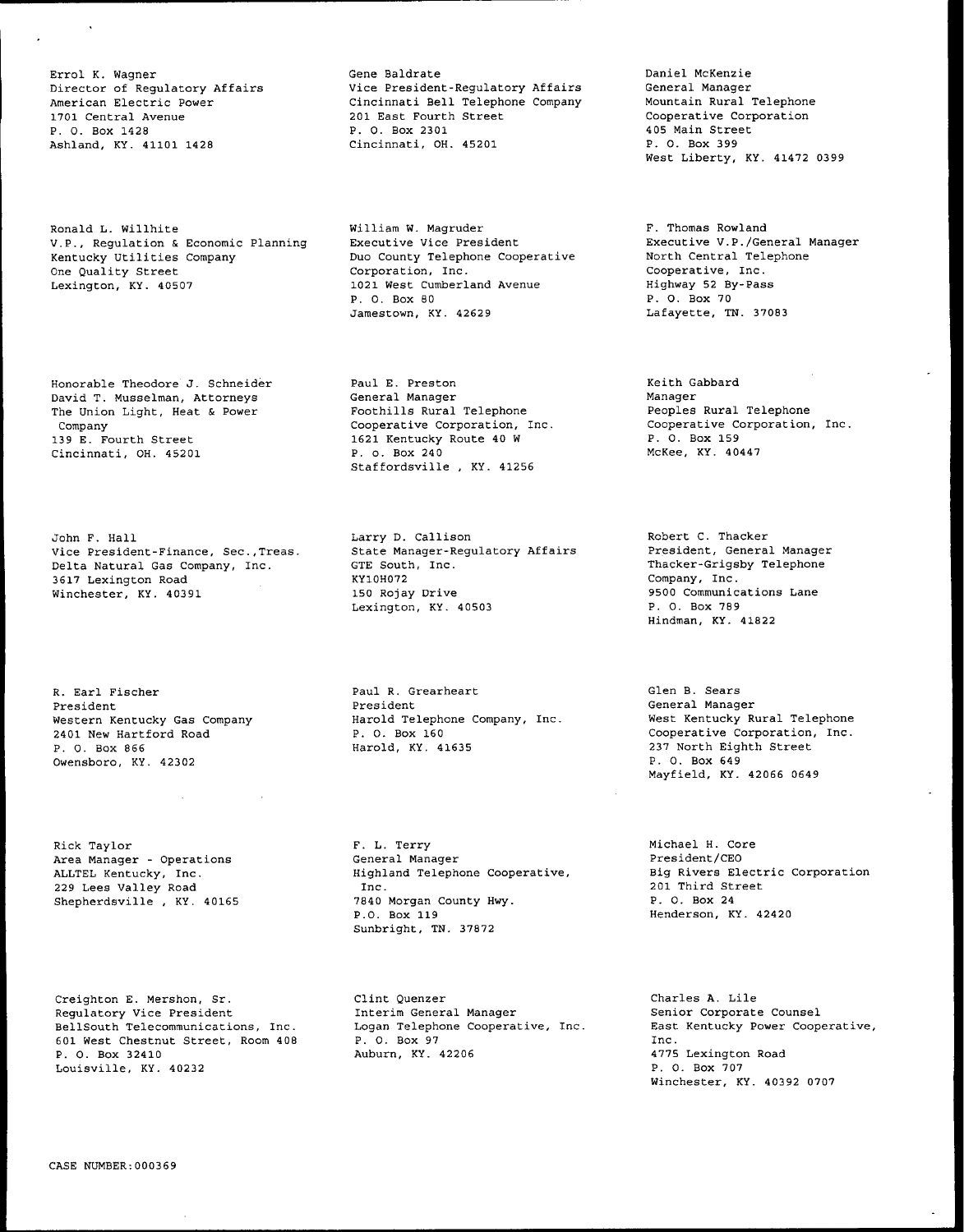Errol K. Wagner
Director of Regulatory Affairs
American Electric Power
1701 Central Avenue
P. O. Box 1428
Ashland, KY. 41101 1428

Gene Baldrate
Vice President-Regulatory Affairs
Cincinnati Bell Telephone Company
201 East Fourth Street
P. O. Box 2301
Cincinnati, OH. 45201

Daniel McKenzie
General Manager
Mountain Rural Telephone
Cooperative Corporation
405 Main Street
P. O. Box 399
West Liberty, KY. 41472 0399

Ronald L. Willhite
V.P., Regulation & Economic Planning
Kentucky Utilities Company
One Quality Street
Lexington, KY. 40507

William W. Magruder
Executive Vice President
Duo County Telephone Cooperative
Corporation, Inc.
1021 West Cumberland Avenue
P. O. Box 80
Jamestown, KY. 42629

F. Thomas Rowland
Executive V.P./General Manager
North Central Telephone
Cooperative, Inc.
Highway 52 By-Pass
P. O. Box 70
Lafayette, TN. 37083

Honorable Theodore J. Schneider
David T. Musselman, Attorneys
The Union Light, Heat & Power
Company
139 E. Fourth Street
Cincinnati, OH. 45201

Paul E. Preston
General Manager
Foothills Rural Telephone
Cooperative Corporation, Inc.
1621 Kentucky Route 40 W
P. o. Box 240
Staffordsville , KY. 41256

Keith Gabbard
Manager
Peoples Rural Telephone
Cooperative Corporation, Inc.
P. O. Box 159
McKee, KY. 40447

John F. Hall
Vice President-Finance, Sec.,Treas.
Delta Natural Gas Company, Inc.
3617 Lexington Road
Winchester, KY. 40391

Larry D. Callison
State Manager-Regulatory Affairs
GTE South, Inc.
KY10H072
150 Rojay Drive
Lexington, KY. 40503

Robert C. Thacker
President, General Manager
Thacker-Grigsby Telephone
Company, Inc.
9500 Communications Lane
P. O. Box 789
Hindman, KY. 41822

R. Earl Fischer
President
Western Kentucky Gas Company
2401 New Hartford Road
P. O. Box 866
Owensboro, KY. 42302

Paul R. Grearheart
President
Harold Telephone Company, Inc.
P. O. Box 160
Harold, KY. 41635

Glen B. Sears
General Manager
West Kentucky Rural Telephone
Cooperative Corporation, Inc.
237 North Eighth Street
P. O. Box 649
Mayfield, KY. 42066 0649

Rick Taylor
Area Manager - Operations
ALLTEL Kentucky, Inc.
229 Lees Valley Road
Shepherdsville , KY. 40165

F. L. Terry
General Manager
Highland Telephone Cooperative,
Inc.
7840 Morgan County Hwy.
P.O. Box 119
Sunbright, TN. 37872

Michael H. Core
President/CEO
Big Rivers Electric Corporation
201 Third Street
P. O. Box 24
Henderson, KY. 42420

Creighton E. Mershon, Sr.
Regulatory Vice President
BellSouth Telecommunications, Inc.
601 West Chestnut Street, Room 408
P. O. Box 32410
Louisville, KY. 40232

Clint Quenzer
Interim General Manager
Logan Telephone Cooperative, Inc.
P. O. Box 97
Auburn, KY. 42206

Charles A. Lile
Senior Corporate Counsel
East Kentucky Power Cooperative,
Inc.
4775 Lexington Road
P. O. Box 707
Winchester, KY. 40392 0707

CASE NUMBER:000369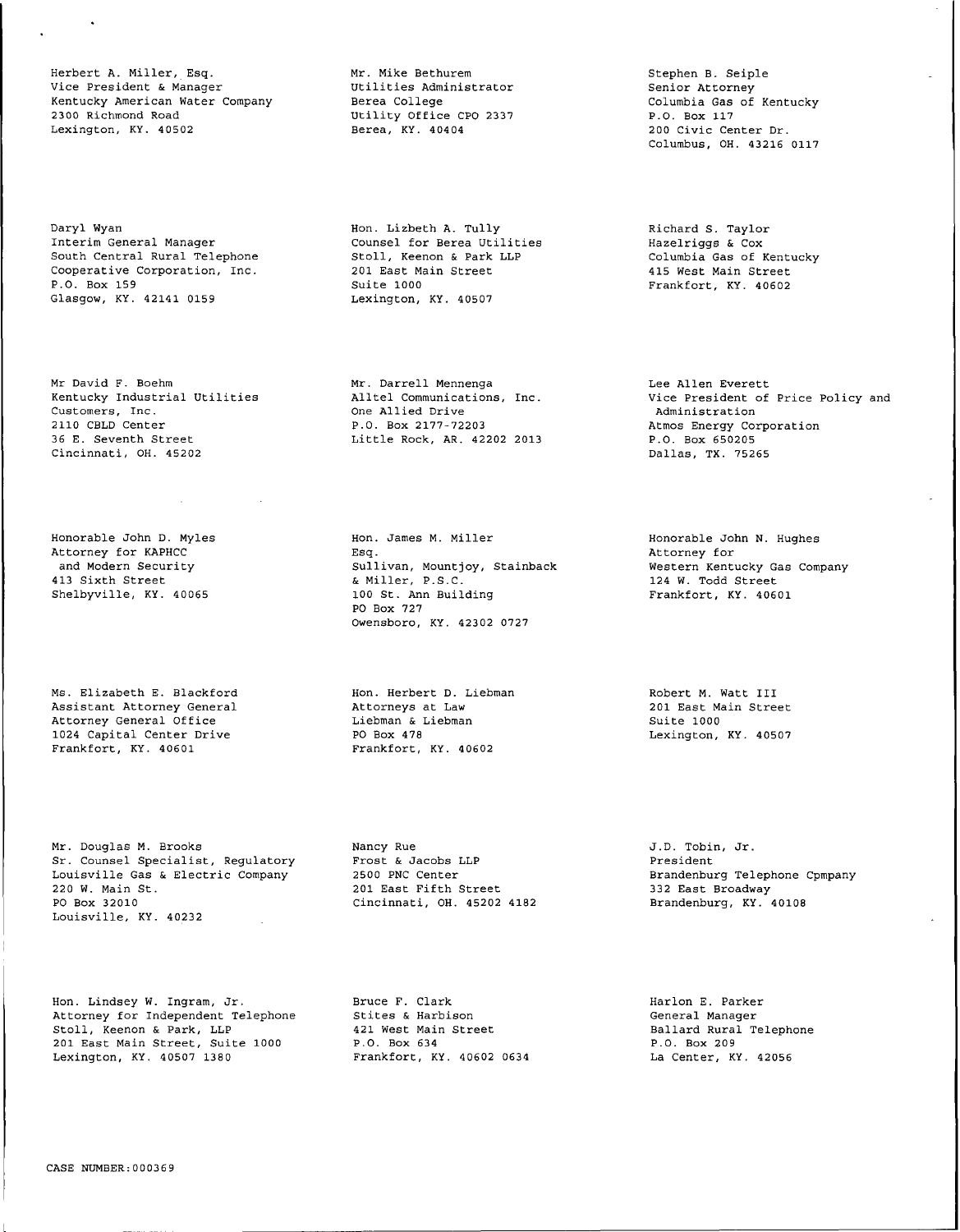Herbert A. Miller, Esq.
Vice President & Manager
Kentucky American Water Company
2300 Richmond Road
Lexington, KY. 40502

Mr. Mike Bethurem
Utilities Administrator
Berea College
Utility Office CPO 2337
Berea, KY. 40404

Stephen B. Seiple
Senior Attorney
Columbia Gas of Kentucky
P.O. Box 117
200 Civic Center Dr.
Columbus, OH. 43216 0117

Daryl Wyan
Interim General Manager
South Central Rural Telephone
Cooperative Corporation, Inc.
P.O. Box 159
Glasgow, KY. 42141 0159

Hon. Lizbeth A. Tully
Counsel for Berea Utilities
Stoll, Keenon & Park LLP
201 East Main Street
Suite 1000
Lexington, KY. 40507

Richard S. Taylor
Hazelriggs & Cox
Columbia Gas of Kentucky
415 West Main Street
Frankfort, KY. 40602

Mr David F. Boehm
Kentucky Industrial Utilities
Customers, Inc.
2110 CBLD Center
36 E. Seventh Street
Cincinnati, OH. 45202

Mr. Darrell Mennenga
Alltel Communications, Inc.
One Allied Drive
P.O. Box 2177-72203
Little Rock, AR. 42202 2013

Lee Allen Everett
Vice President of Price Policy and
Administration
Atmos Energy Corporation
P.O. Box 650205
Dallas, TX. 75265

Honorable John D. Myles
Attorney for KAPHCC
and Modern Security
413 Sixth Street
Shelbyville, KY. 40065

Hon. James M. Miller
Esq.
Sullivan, Mountjoy, Stainback
& Miller, P.S.C.
100 St. Ann Building
PO Box 727
Owensboro, KY. 42302 0727

Honorable John N. Hughes
Attorney for
Western Kentucky Gas Company
124 W. Todd Street
Frankfort, KY. 40601

Ms. Elizabeth E. Blackford
Assistant Attorney General
Attorney General Office
1024 Capital Center Drive
Frankfort, KY. 40601

Hon. Herbert D. Liebman
Attorneys at Law
Liebman & Liebman
PO Box 478
Frankfort, KY. 40602

Robert M. Watt III
201 East Main Street
Suite 1000
Lexington, KY. 40507

Mr. Douglas M. Brooks
Sr. Counsel Specialist, Regulatory
Louisville Gas & Electric Company
220 W. Main St.
PO Box 32010
Louisville, KY. 40232

Nancy Rue
Frost & Jacobs LLP
2500 PNC Center
201 East Fifth Street
Cincinnati, OH. 45202 4182

J.D. Tobin, Jr.
President
Brandenburg Telephone Cpmpany
332 East Broadway
Brandenburg, KY. 40108

Hon. Lindsey W. Ingram, Jr.
Attorney for Independent Telephone
Stoll, Keenon & Park, LLP
201 East Main Street, Suite 1000
Lexington, KY. 40507 1380

Bruce F. Clark
Stites & Harbison
421 West Main Street
P.O. Box 634
Frankfort, KY. 40602 0634

Harlon E. Parker
General Manager
Ballard Rural Telephone
P.O. Box 209
La Center, KY. 42056

CASE NUMBER:000369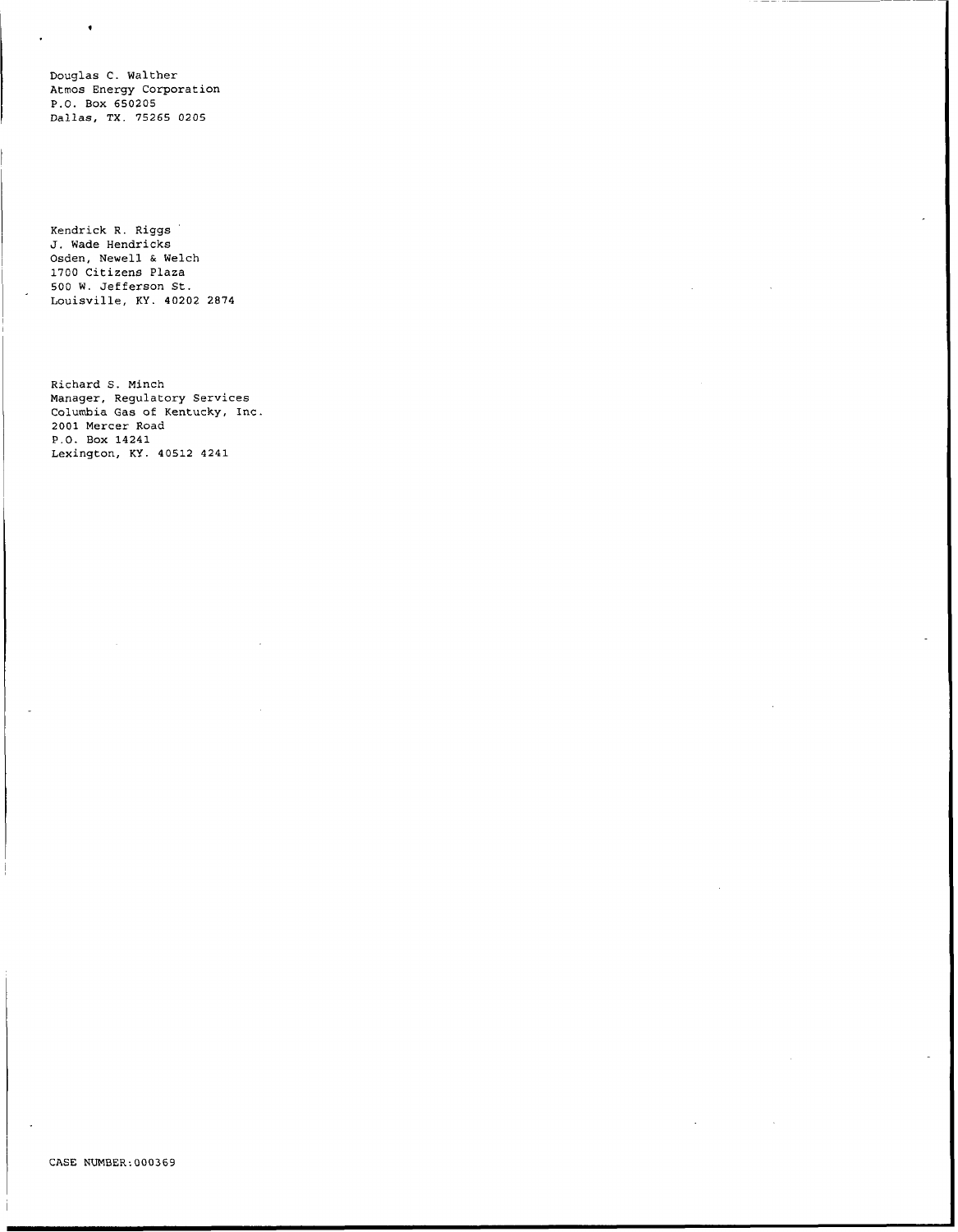Douglas C. Walther
Atmos Energy Corporation
P.O. Box 650205
Dallas, TX. 75265 0205

Kendrick R. Riggs
J. Wade Hendricks
Osden, Newell & Welch
1700 Citizens Plaza
500 W. Jefferson St.
Louisville, KY. 40202 2874

Richard S. Minch
Manager, Regulatory Services
Columbia Gas of Kentucky, Inc.
2001 Mercer Road
P.O. Box 14241
Lexington, KY. 40512 4241

CASE NUMBER:000369